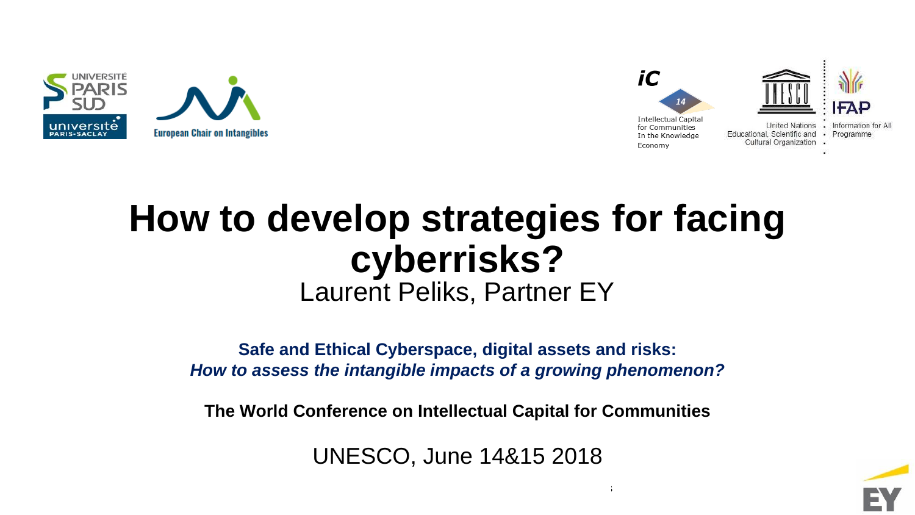# How to develop strategies for facing cyberrisks?

Laurent Peliks, Partner EY

**Safe and Ethical Cyberspace, digital assets and risks:**
***How to assess the intangible impacts of a growing phenomenon?***

**The World Conference on Intellectual Capital for Communities**

UNESCO, June 14&15 2018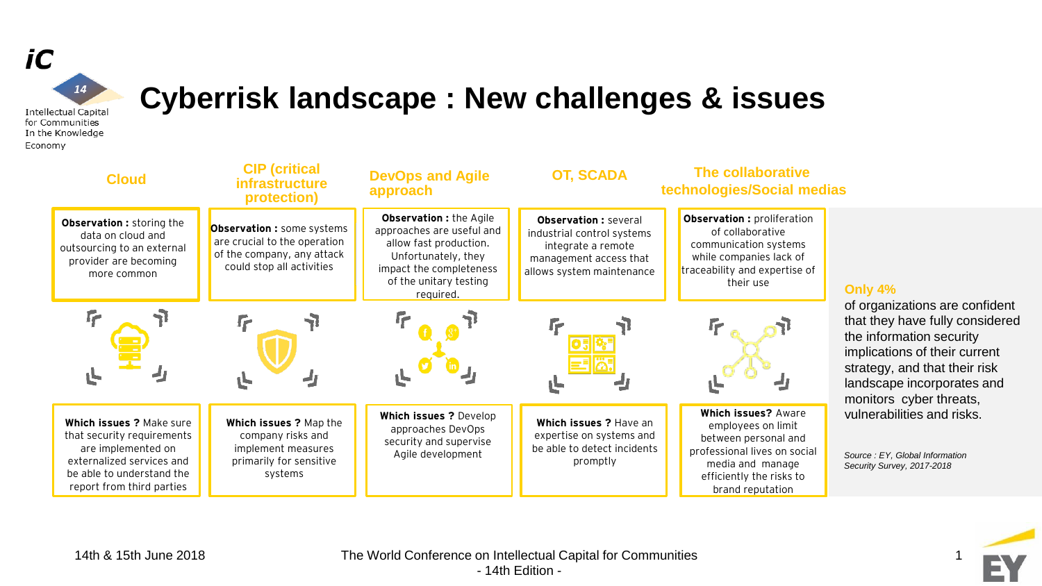# Cyberrisk landscape : New challenges & issues

| Cloud | CIP (critical infrastructure protection) | DevOps and Agile approach | OT, SCADA | The collaborative technologies/Social medias |
|---|---|---|---|---|
| **Observation :** storing the data on cloud and outsourcing to an external provider are becoming more common | **Observation :** some systems are crucial to the operation of the company, any attack could stop all activities | **Observation :** the Agile approaches are useful and allow fast production. Unfortunately, they impact the completeness of the unitary testing required. | **Observation :** several industrial control systems integrate a remote management access that allows system maintenance | **Observation :** proliferation of collaborative communication systems while companies lack of traceability and expertise of their use |
| **Which issues ?** Make sure that security requirements are implemented on externalized services and be able to understand the report from third parties | **Which issues ?** Map the company risks and implement measures primarily for sensitive systems | **Which issues ?** Develop approaches DevOps security and supervise Agile development | **Which issues ?** Have an expertise on systems and be able to detect incidents promptly | **Which issues?** Aware employees on limit between personal and professional lives on social media and manage efficiently the risks to brand reputation |

**Only 4%** of organizations are confident that they have fully considered the information security implications of their current strategy, and that their risk landscape incorporates and monitors cyber threats, vulnerabilities and risks.

*Source : EY, Global Information Security Survey, 2017-2018*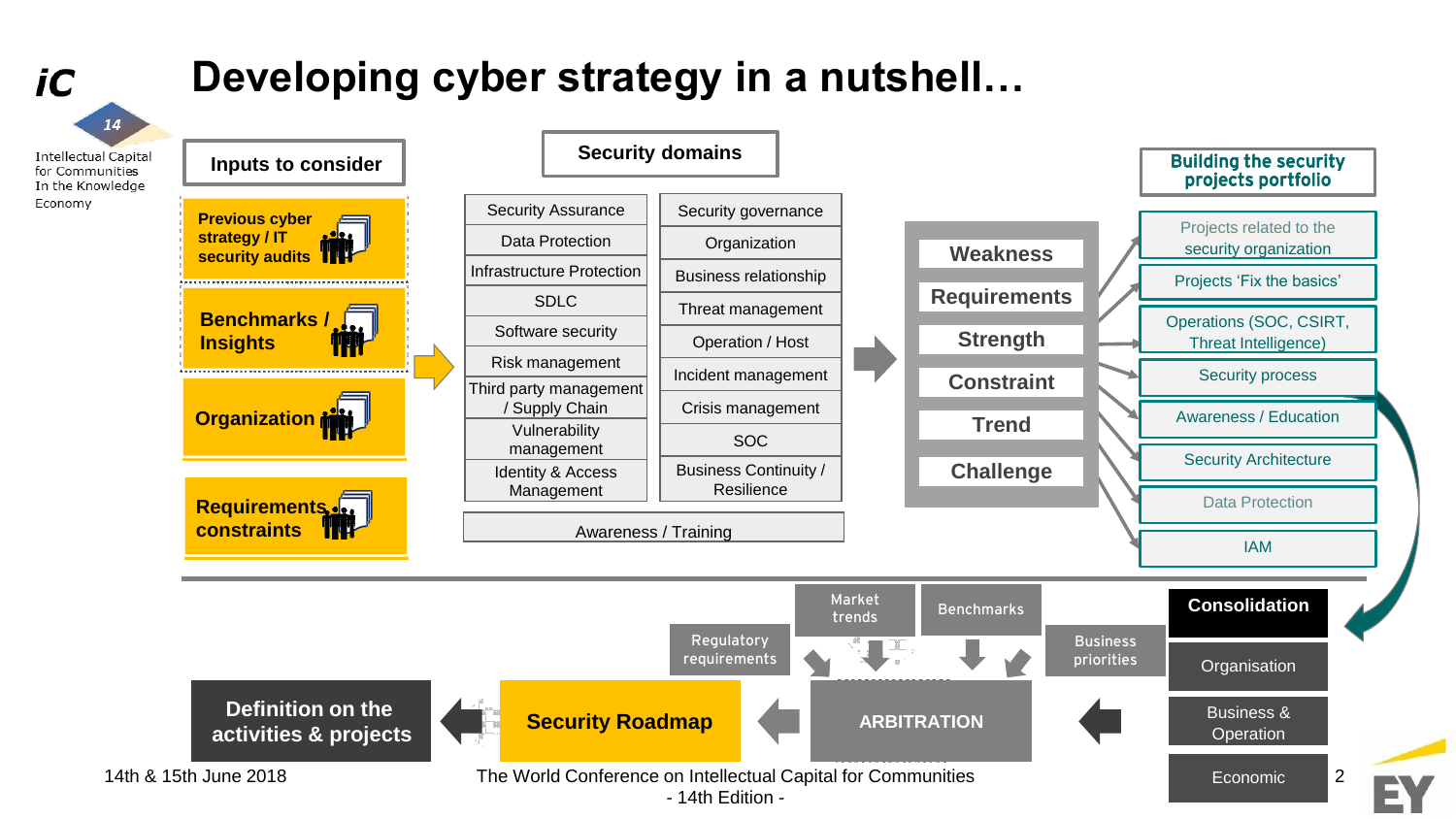# Developing cyber strategy in a nutshell…

## Inputs to consider

- Previous cyber strategy / IT security audits
- Benchmarks / Insights
- Organization
- Requirements constraints

## Security domains

| | |
|---|---|
| Security Assurance | Security governance |
| Data Protection | Organization |
| Infrastructure Protection | Business relationship |
| SDLC | Threat management |
| Software security | Operation / Host |
| Risk management | Incident management |
| Third party management / Supply Chain | Crisis management |
| Vulnerability management | SOC |
| Identity & Access Management | Business Continuity / Resilience |

Awareness / Training

- Weakness
- Requirements
- Strength
- Constraint
- Trend
- Challenge

## Building the security projects portfolio

- Projects related to the security organization
- Projects 'Fix the basics'
- Operations (SOC, CSIRT, Threat Intelligence)
- Security process
- Awareness / Education
- Security Architecture
- Data Protection
- IAM

**Consolidation**

- Organisation
- Business & Operation
- Economic

Market trends · Benchmarks · Regulatory requirements · Business priorities

ARBITRATION → Security Roadmap → Definition on the activities & projects

14th & 15th June 2018

The World Conference on Intellectual Capital for Communities - 14th Edition -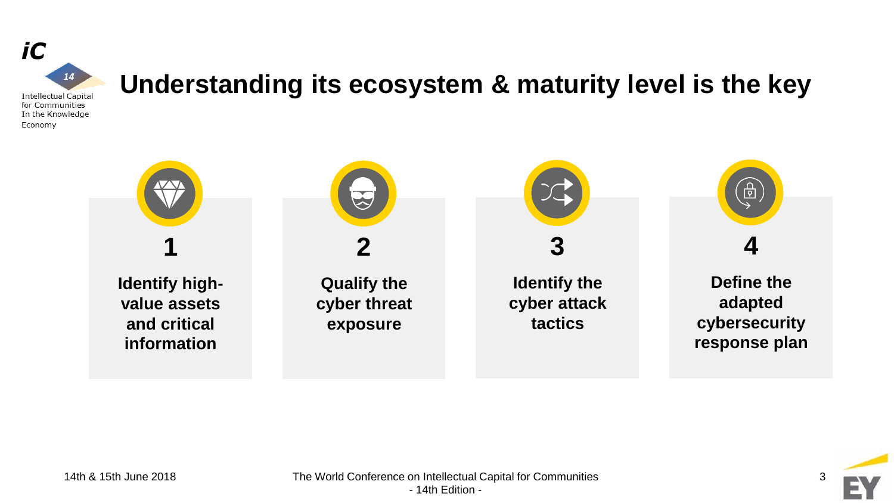# Understanding its ecosystem & maturity level is the key

1. **Identify high-value assets and critical information**
2. **Qualify the cyber threat exposure**
3. **Identify the cyber attack tactics**
4. **Define the adapted cybersecurity response plan**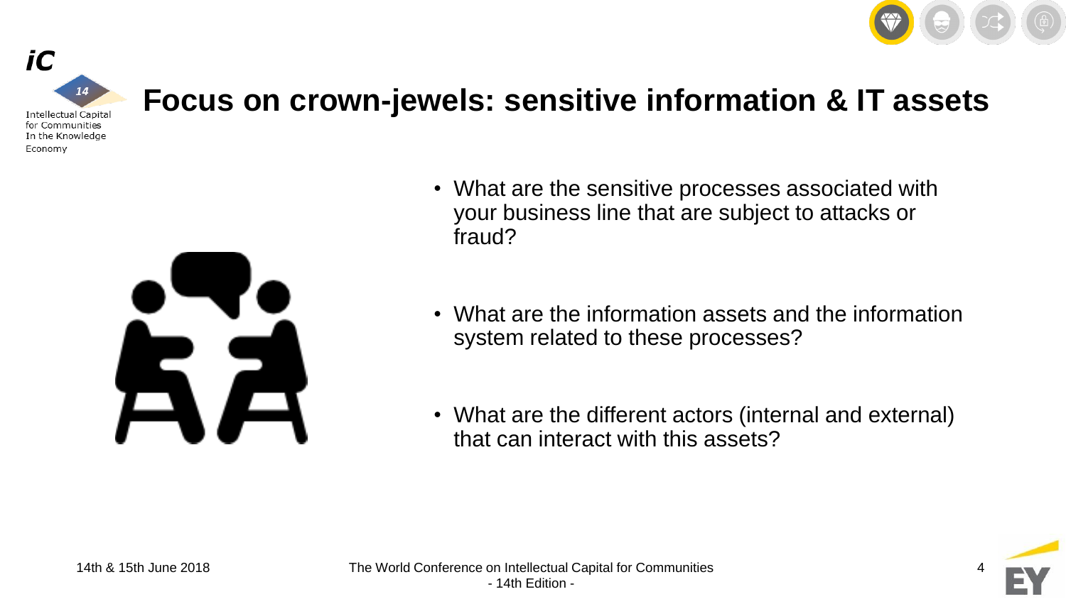# Focus on crown-jewels: sensitive information & IT assets

- What are the sensitive processes associated with your business line that are subject to attacks or fraud?
- What are the information assets and the information system related to these processes?
- What are the different actors (internal and external) that can interact with this assets?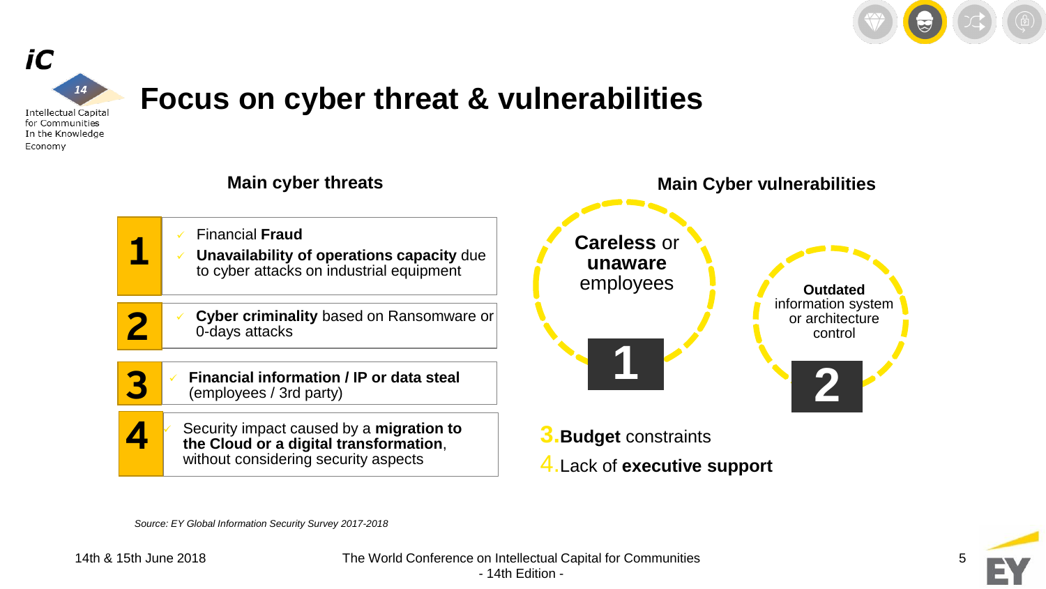# Focus on cyber threat & vulnerabilities

## Main cyber threats

**1**
- Financial **Fraud**
- **Unavailability of operations capacity** due to cyber attacks on industrial equipment

**2**
- **Cyber criminality** based on Ransomware or 0-days attacks

**3**
- **Financial information / IP or data steal** (employees / 3rd party)

**4**
- Security impact caused by a **migration to the Cloud or a digital transformation**, without considering security aspects

## Main Cyber vulnerabilities

1. **Careless** or **unaware** employees
2. **Outdated** information system or architecture control
3. **Budget** constraints
4. Lack of **executive support**

*Source: EY Global Information Security Survey 2017-2018*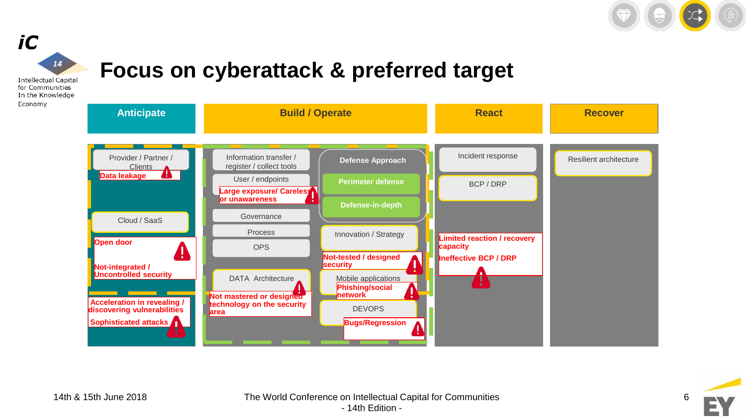# Focus on cyberattack & preferred target

## Anticipate

- Provider / Partner / Clients
  - **Data leakage**
- Cloud / SaaS
  - **Open door**
  - **Not-integrated / Uncontrolled security**
- **Acceleration in revealing / discovering vulnerabilities**
- **Sophisticated attacks**

## Build / Operate

- Information transfer / register / collect tools
- User / endpoints
  - **Large exposure/ Careless or unawareness**
- Governance
- Process
- OPS
- DATA Architecture
  - **Not mastered or designed technology on the security area**
- Defense Approach
  - Perimeter defense
  - Defense-in-depth
- Innovation / Strategy
  - **Not-tested / designed security**
- Mobile applications
  - **Phishing/social network**
- DEVOPS
  - **Bugs/Regression**

## React

- Incident response
- BCP / DRP
- **Limited reaction / recovery capacity**
- **Ineffective BCP / DRP**

## Recover

- Resilient architecture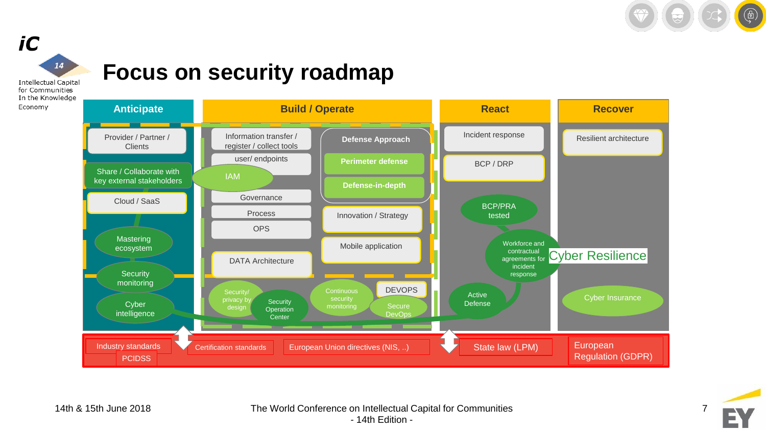# Focus on security roadmap

## Anticipate

- Provider / Partner / Clients
- Share / Collaborate with key external stakeholders
- Cloud / SaaS
- Mastering ecosystem
- Security monitoring
- Cyber intelligence

## Build / Operate

- Information transfer / register / collect tools
- user/ endpoints
- IAM
- Governance
- Process
- OPS
- DATA Architecture
- Defense Approach
  - Perimeter defense
  - Defense-in-depth
- Innovation / Strategy
- Mobile application
- Security/ privacy by design
- Security Operation Center
- Continuous security monitoring
- DEVOPS
- Secure DevOps

## React

- Incident response
- BCP / DRP
- BCP/PRA tested
- Workforce and contractual agreements for incident response
- Active Defense

## Recover

- Resilient architecture
- Cyber Resilience
- Cyber Insurance

---

- Industry standards
- PCIDSS
- Certification standards
- European Union directives (NIS, ..)
- State law (LPM)
- European Regulation (GDPR)

14th & 15th June 2018

The World Conference on Intellectual Capital for Communities - 14th Edition -